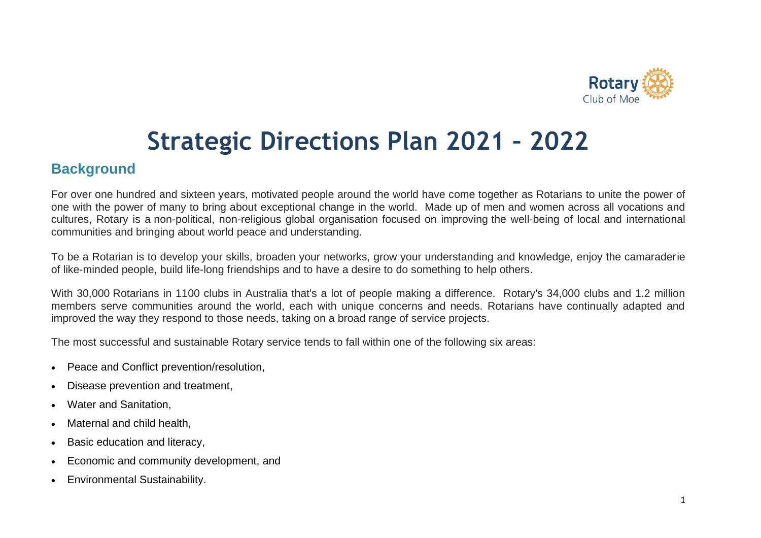Rotary Club of Moe

# Strategic Directions Plan 2021 – 2022

## Background

For over one hundred and sixteen years, motivated people around the world have come together as Rotarians to unite the power of one with the power of many to bring about exceptional change in the world. Made up of men and women across all vocations and cultures, Rotary is a non-political, non-religious global organisation focused on improving the well-being of local and international communities and bringing about world peace and understanding.

To be a Rotarian is to develop your skills, broaden your networks, grow your understanding and knowledge, enjoy the camaraderie of like-minded people, build life-long friendships and to have a desire to do something to help others.

With 30,000 Rotarians in 1100 clubs in Australia that's a lot of people making a difference. Rotary's 34,000 clubs and 1.2 million members serve communities around the world, each with unique concerns and needs. Rotarians have continually adapted and improved the way they respond to those needs, taking on a broad range of service projects.

The most successful and sustainable Rotary service tends to fall within one of the following six areas:

- Peace and Conflict prevention/resolution,
- Disease prevention and treatment,
- Water and Sanitation,
- Maternal and child health,
- Basic education and literacy,
- Economic and community development, and
- Environmental Sustainability.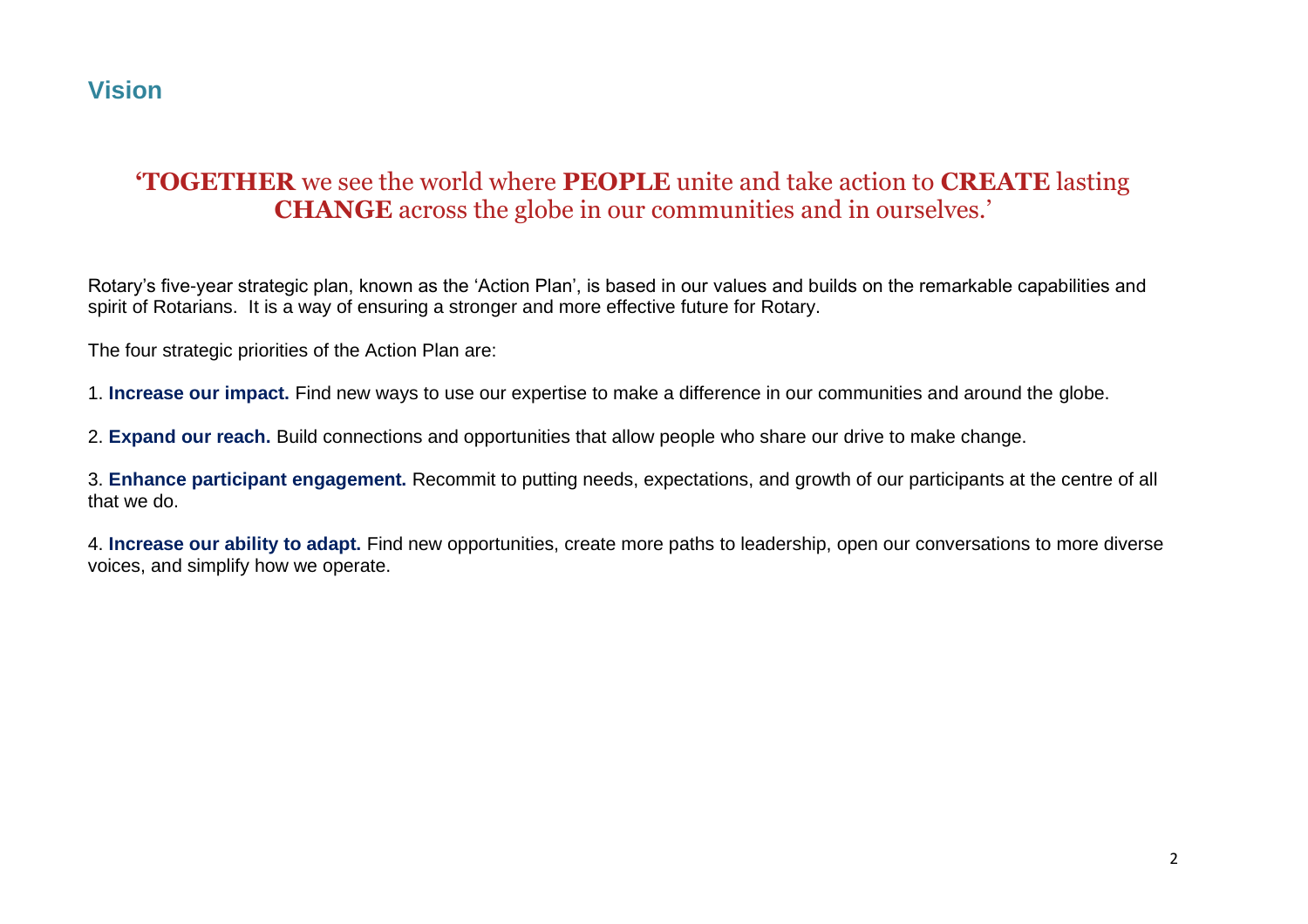## Vision

**'TOGETHER** we see the world where **PEOPLE** unite and take action to **CREATE** lasting **CHANGE** across the globe in our communities and in ourselves.'

Rotary's five-year strategic plan, known as the 'Action Plan', is based in our values and builds on the remarkable capabilities and spirit of Rotarians. It is a way of ensuring a stronger and more effective future for Rotary.

The four strategic priorities of the Action Plan are:

1. **Increase our impact.** Find new ways to use our expertise to make a difference in our communities and around the globe.

2. **Expand our reach.** Build connections and opportunities that allow people who share our drive to make change.

3. **Enhance participant engagement.** Recommit to putting needs, expectations, and growth of our participants at the centre of all that we do.

4. **Increase our ability to adapt.** Find new opportunities, create more paths to leadership, open our conversations to more diverse voices, and simplify how we operate.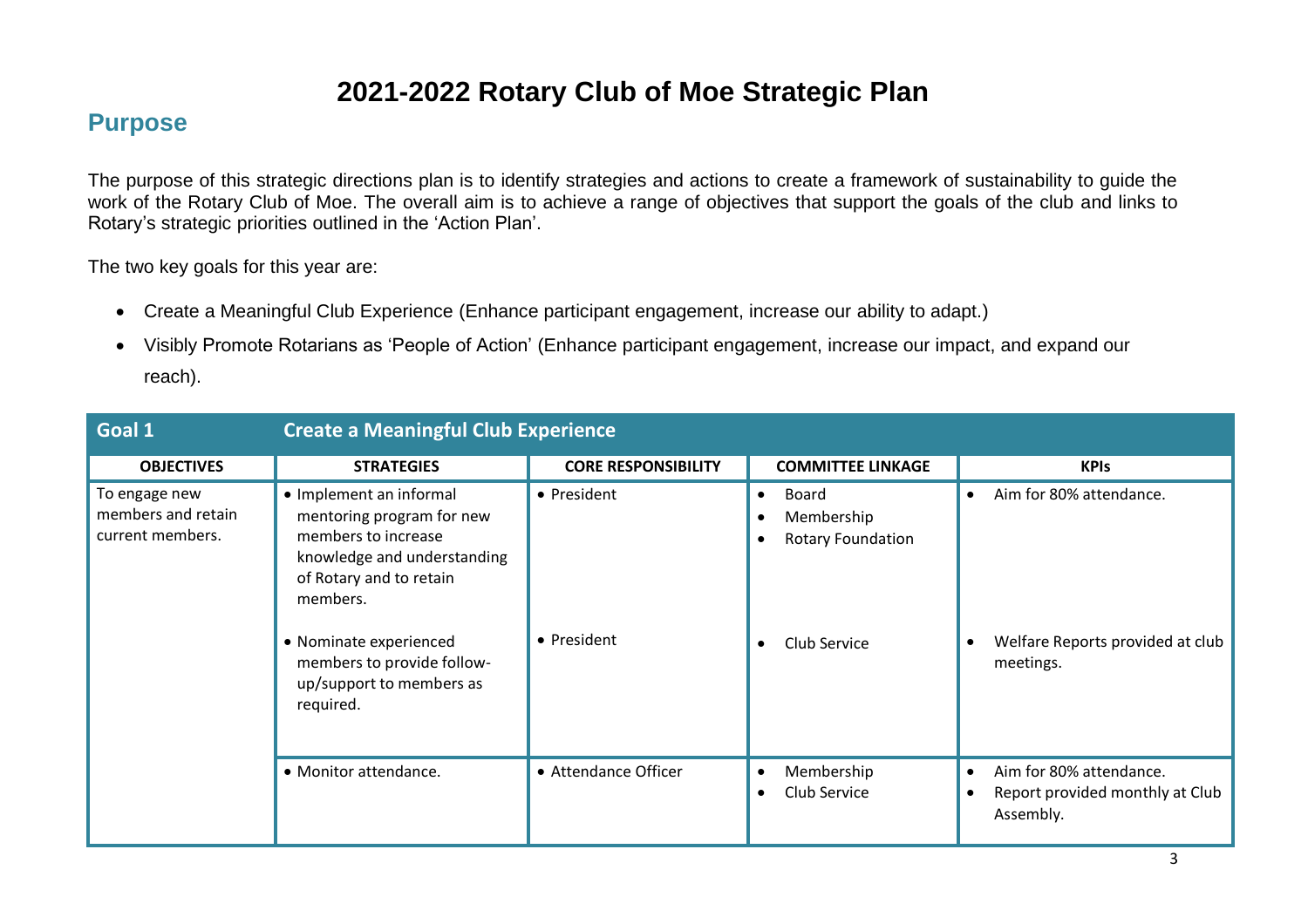# 2021-2022 Rotary Club of Moe Strategic Plan

## Purpose

The purpose of this strategic directions plan is to identify strategies and actions to create a framework of sustainability to guide the work of the Rotary Club of Moe. The overall aim is to achieve a range of objectives that support the goals of the club and links to Rotary's strategic priorities outlined in the 'Action Plan'.

The two key goals for this year are:

- Create a Meaningful Club Experience (Enhance participant engagement, increase our ability to adapt.)
- Visibly Promote Rotarians as 'People of Action' (Enhance participant engagement, increase our impact, and expand our reach).

| **Goal 1** | **Create a Meaningful Club Experience** | | | |
|---|---|---|---|---|
| **OBJECTIVES** | **STRATEGIES** | **CORE RESPONSIBILITY** | **COMMITTEE LINKAGE** | **KPIs** |
| To engage new members and retain current members. | • Implement an informal mentoring program for new members to increase knowledge and understanding of Rotary and to retain members. | • President | • Board<br>• Membership<br>• Rotary Foundation | • Aim for 80% attendance. |
| | • Nominate experienced members to provide follow-up/support to members as required. | • President | • Club Service | • Welfare Reports provided at club meetings. |
| | • Monitor attendance. | • Attendance Officer | • Membership<br>• Club Service | • Aim for 80% attendance.<br>• Report provided monthly at Club Assembly. |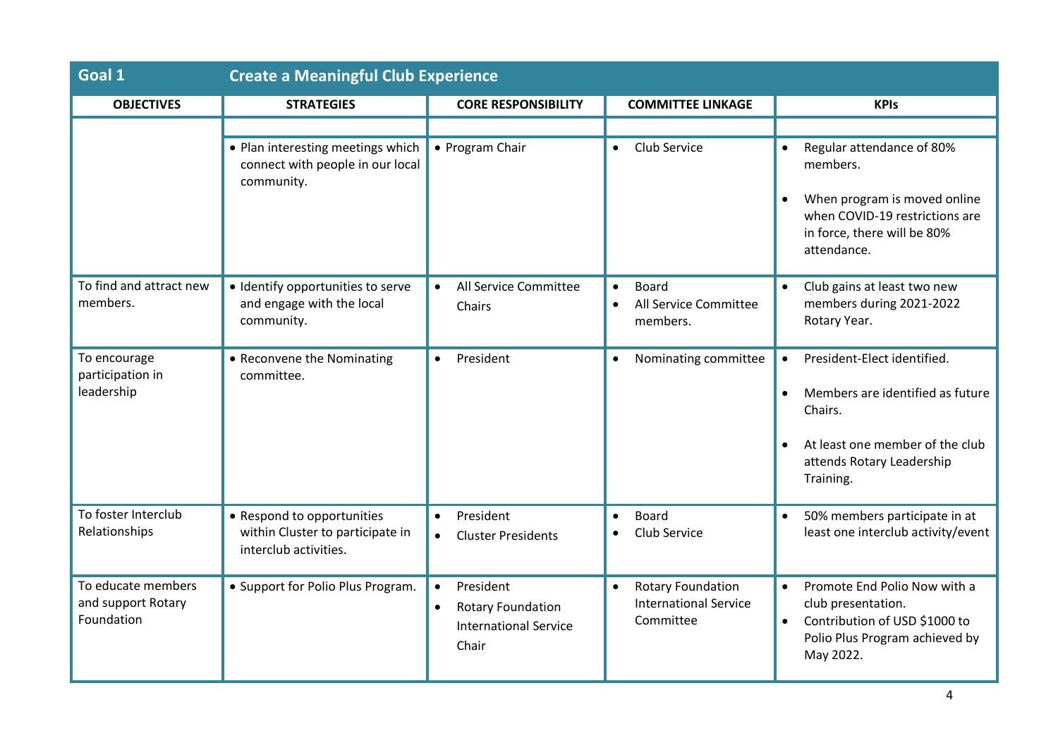| Goal 1 | Create a Meaningful Club Experience | | | |
|---|---|---|---|---|
| **OBJECTIVES** | **STRATEGIES** | **CORE RESPONSIBILITY** | **COMMITTEE LINKAGE** | **KPIs** |
| | | | | |
| | • Plan interesting meetings which connect with people in our local community. | • Program Chair | • Club Service | • Regular attendance of 80% members.<br>• When program is moved online when COVID-19 restrictions are in force, there will be 80% attendance. |
| To find and attract new members. | • Identify opportunities to serve and engage with the local community. | • All Service Committee Chairs | • Board<br>• All Service Committee members. | • Club gains at least two new members during 2021-2022 Rotary Year. |
| To encourage participation in leadership | • Reconvene the Nominating committee. | • President | • Nominating committee | • President-Elect identified.<br>• Members are identified as future Chairs.<br>• At least one member of the club attends Rotary Leadership Training. |
| To foster Interclub Relationships | • Respond to opportunities within Cluster to participate in interclub activities. | • President<br>• Cluster Presidents | • Board<br>• Club Service | • 50% members participate in at least one interclub activity/event |
| To educate members and support Rotary Foundation | • Support for Polio Plus Program. | • President<br>• Rotary Foundation International Service Chair | • Rotary Foundation International Service Committee | • Promote End Polio Now with a club presentation.<br>• Contribution of USD $1000 to Polio Plus Program achieved by May 2022. |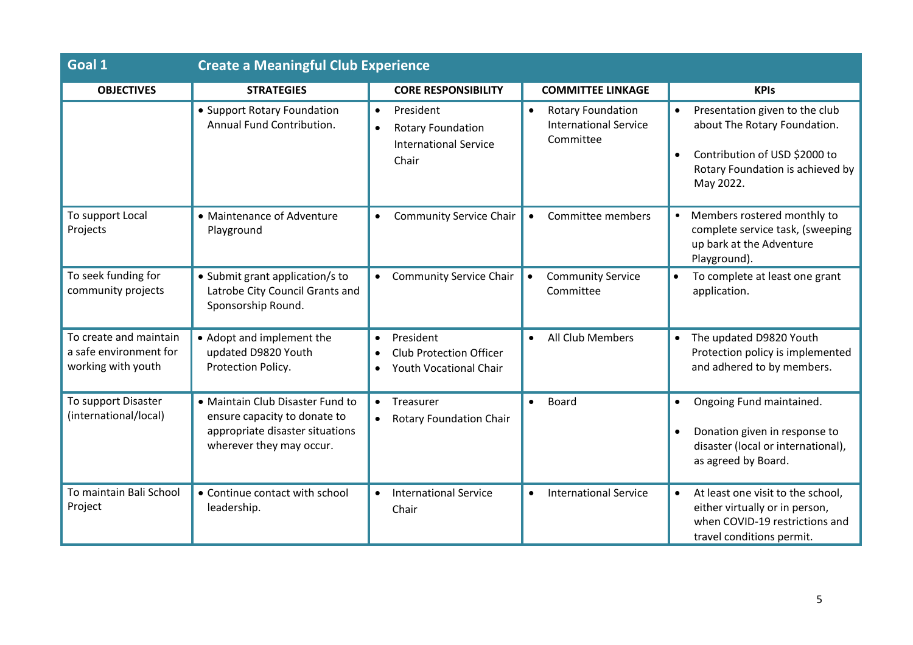| Goal 1 | Create a Meaningful Club Experience | | | |
|---|---|---|---|---|
| **OBJECTIVES** | **STRATEGIES** | **CORE RESPONSIBILITY** | **COMMITTEE LINKAGE** | **KPIs** |
| | • Support Rotary Foundation Annual Fund Contribution. | • President<br>• Rotary Foundation International Service Chair | • Rotary Foundation International Service Committee | • Presentation given to the club about The Rotary Foundation.<br>• Contribution of USD $2000 to Rotary Foundation is achieved by May 2022. |
| To support Local Projects | • Maintenance of Adventure Playground | • Community Service Chair | • Committee members | • Members rostered monthly to complete service task, (sweeping up bark at the Adventure Playground). |
| To seek funding for community projects | • Submit grant application/s to Latrobe City Council Grants and Sponsorship Round. | • Community Service Chair | • Community Service Committee | • To complete at least one grant application. |
| To create and maintain a safe environment for working with youth | • Adopt and implement the updated D9820 Youth Protection Policy. | • President<br>• Club Protection Officer<br>• Youth Vocational Chair | • All Club Members | • The updated D9820 Youth Protection policy is implemented and adhered to by members. |
| To support Disaster (international/local) | • Maintain Club Disaster Fund to ensure capacity to donate to appropriate disaster situations wherever they may occur. | • Treasurer<br>• Rotary Foundation Chair | • Board | • Ongoing Fund maintained.<br>• Donation given in response to disaster (local or international), as agreed by Board. |
| To maintain Bali School Project | • Continue contact with school leadership. | • International Service Chair | • International Service | • At least one visit to the school, either virtually or in person, when COVID-19 restrictions and travel conditions permit. |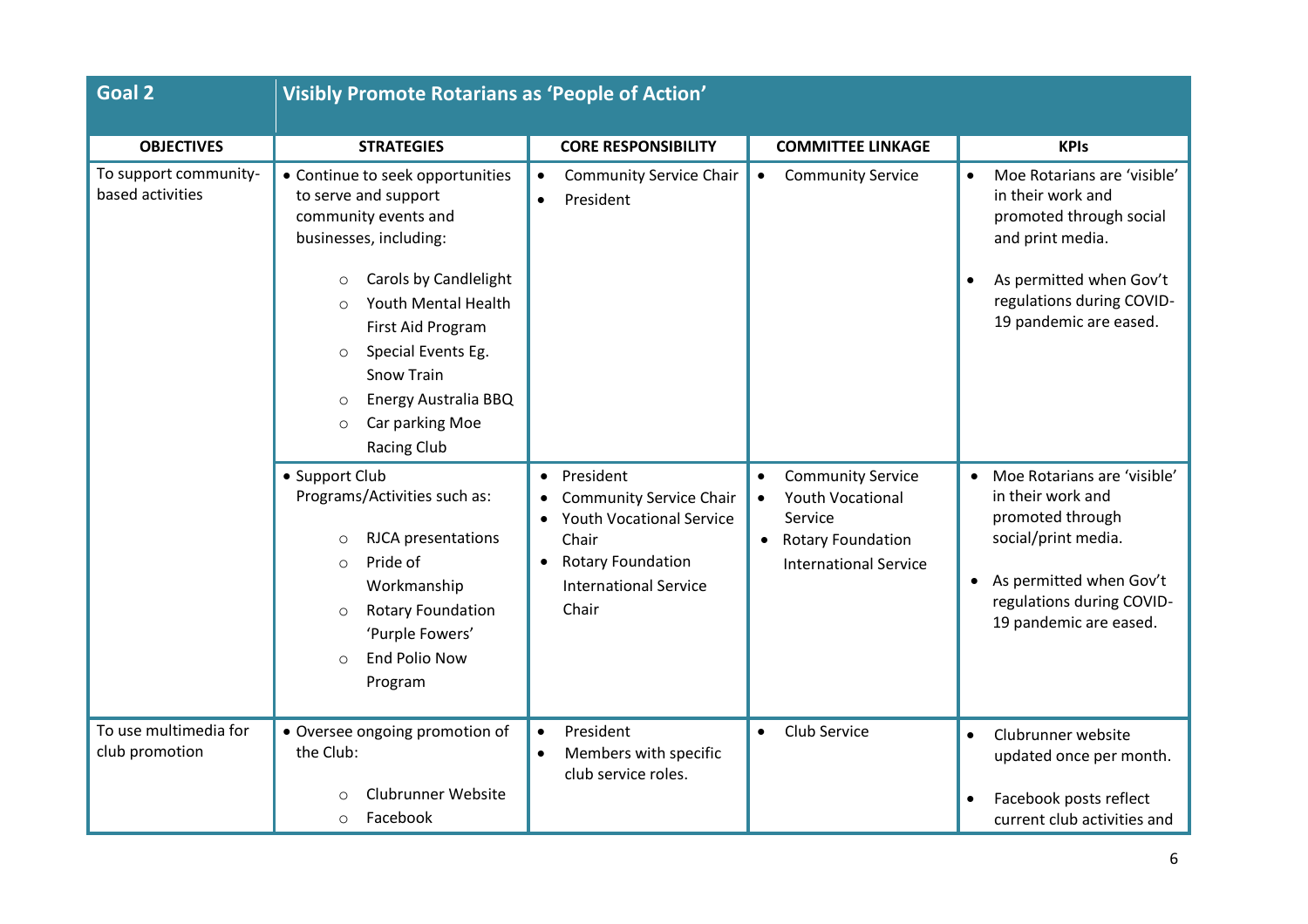| Goal 2 | Visibly Promote Rotarians as 'People of Action' | | | |
|---|---|---|---|---|
| **OBJECTIVES** | **STRATEGIES** | **CORE RESPONSIBILITY** | **COMMITTEE LINKAGE** | **KPIs** |
| To support community-based activities | • Continue to seek opportunities to serve and support community events and businesses, including:<br>○ Carols by Candlelight<br>○ Youth Mental Health First Aid Program<br>○ Special Events Eg. Snow Train<br>○ Energy Australia BBQ<br>○ Car parking Moe Racing Club | • Community Service Chair<br>• President | • Community Service | • Moe Rotarians are 'visible' in their work and promoted through social and print media.<br>• As permitted when Gov't regulations during COVID-19 pandemic are eased. |
| | • Support Club Programs/Activities such as:<br>○ RJCA presentations<br>○ Pride of Workmanship<br>○ Rotary Foundation 'Purple Fowers'<br>○ End Polio Now Program | • President<br>• Community Service Chair<br>• Youth Vocational Service Chair<br>• Rotary Foundation International Service Chair | • Community Service<br>• Youth Vocational Service<br>• Rotary Foundation International Service | • Moe Rotarians are 'visible' in their work and promoted through social/print media.<br>• As permitted when Gov't regulations during COVID-19 pandemic are eased. |
| To use multimedia for club promotion | • Oversee ongoing promotion of the Club:<br>○ Clubrunner Website<br>○ Facebook | • President<br>• Members with specific club service roles. | • Club Service | • Clubrunner website updated once per month.<br>• Facebook posts reflect current club activities and |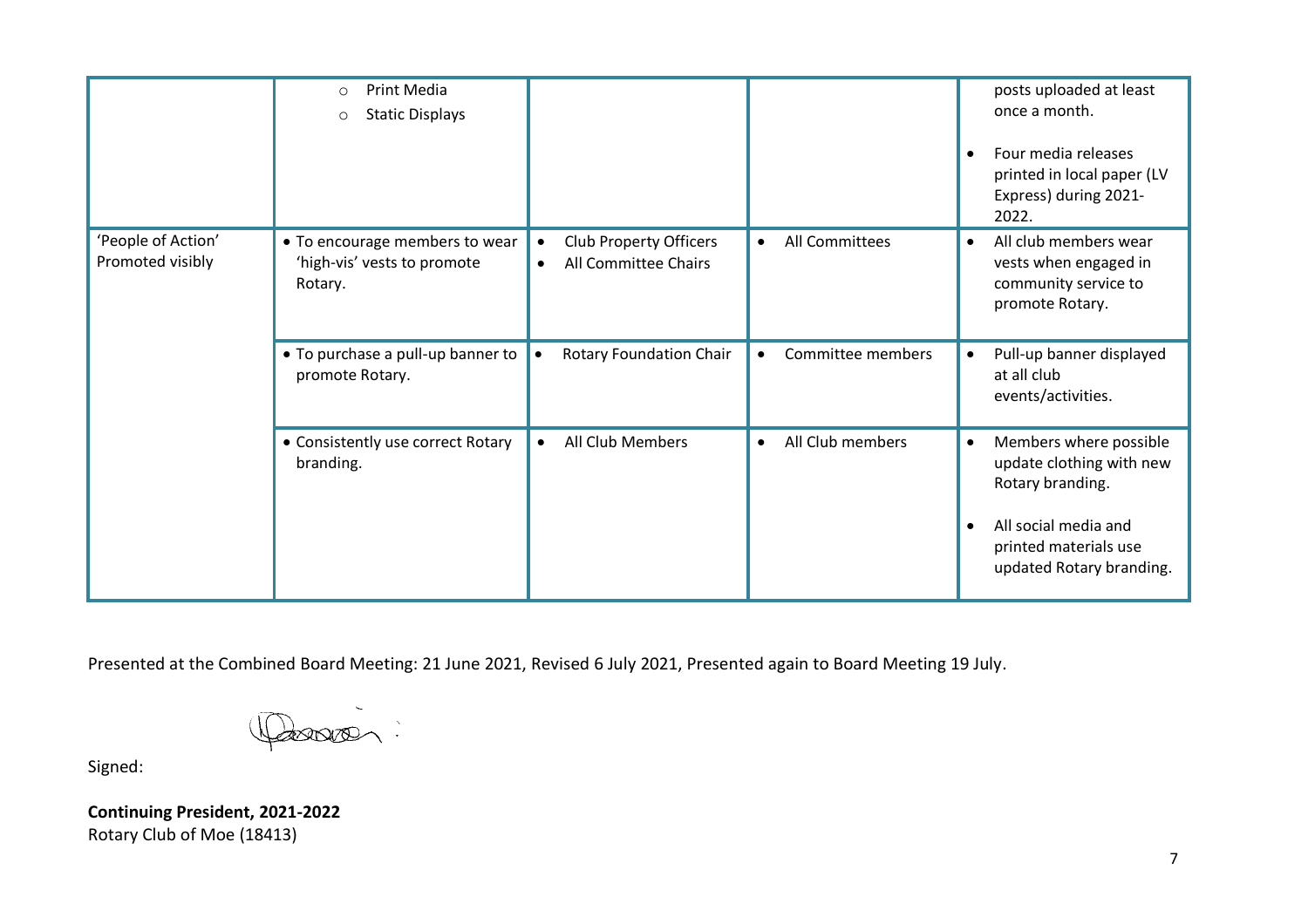| | | | | |
|---|---|---|---|---|
| | ○ Print Media<br>○ Static Displays | | | posts uploaded at least once a month.<br>• Four media releases printed in local paper (LV Express) during 2021-2022. |
| 'People of Action' Promoted visibly | • To encourage members to wear 'high-vis' vests to promote Rotary. | • Club Property Officers<br>• All Committee Chairs | • All Committees | • All club members wear vests when engaged in community service to promote Rotary. |
| | • To purchase a pull-up banner to promote Rotary. | • Rotary Foundation Chair | • Committee members | • Pull-up banner displayed at all club events/activities. |
| | • Consistently use correct Rotary branding. | • All Club Members | • All Club members | • Members where possible update clothing with new Rotary branding.<br>• All social media and printed materials use updated Rotary branding. |

Presented at the Combined Board Meeting: 21 June 2021, Revised 6 July 2021, Presented again to Board Meeting 19 July.

Signed:

**Continuing President, 2021-2022**
Rotary Club of Moe (18413)